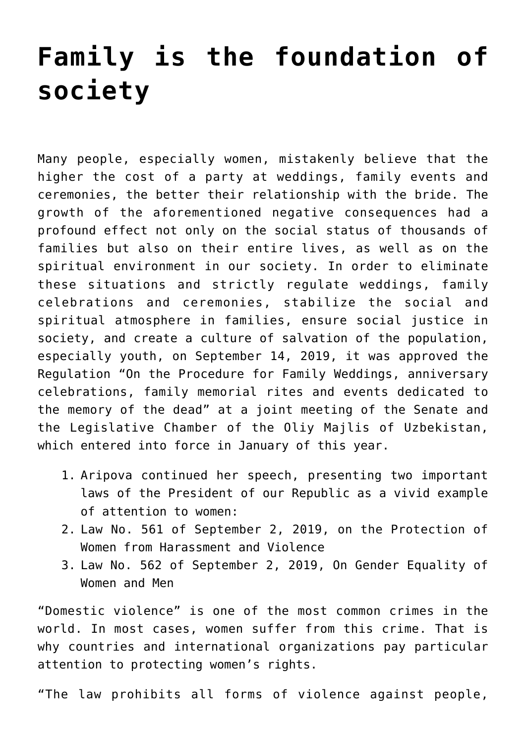# Family is the foundation of society

Many people, especially women, mistakenly believe that the higher the cost of a party at weddings, family events and ceremonies, the better their relationship with the bride. The growth of the aforementioned negative consequences had a profound effect not only on the social status of thousands of families but also on their entire lives, as well as on the spiritual environment in our society. In order to eliminate these situations and strictly regulate weddings, family celebrations and ceremonies, stabilize the social and spiritual atmosphere in families, ensure social justice in society, and create a culture of salvation of the population, especially youth, on September 14, 2019, it was approved the Regulation "On the Procedure for Family Weddings, anniversary celebrations, family memorial rites and events dedicated to the memory of the dead" at a joint meeting of the Senate and the Legislative Chamber of the Oliy Majlis of Uzbekistan, which entered into force in January of this year.

1. Aripova continued her speech, presenting two important laws of the President of our Republic as a vivid example of attention to women:
2. Law No. 561 of September 2, 2019, on the Protection of Women from Harassment and Violence
3. Law No. 562 of September 2, 2019, On Gender Equality of Women and Men

"Domestic violence" is one of the most common crimes in the world. In most cases, women suffer from this crime. That is why countries and international organizations pay particular attention to protecting women's rights.

"The law prohibits all forms of violence against people,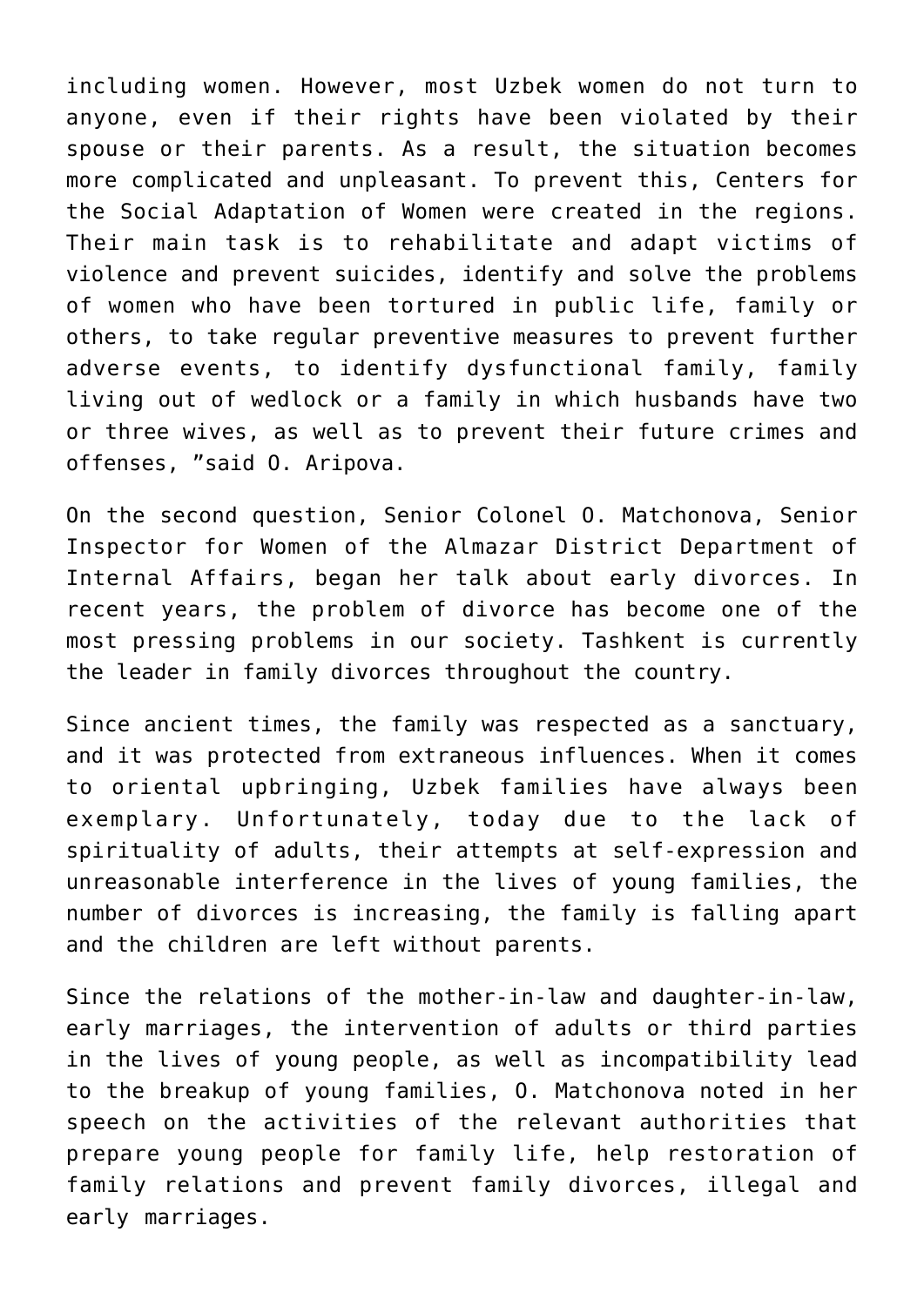including women. However, most Uzbek women do not turn to anyone, even if their rights have been violated by their spouse or their parents. As a result, the situation becomes more complicated and unpleasant. To prevent this, Centers for the Social Adaptation of Women were created in the regions. Their main task is to rehabilitate and adapt victims of violence and prevent suicides, identify and solve the problems of women who have been tortured in public life, family or others, to take regular preventive measures to prevent further adverse events, to identify dysfunctional family, family living out of wedlock or a family in which husbands have two or three wives, as well as to prevent their future crimes and offenses, "said O. Aripova.

On the second question, Senior Colonel O. Matchonova, Senior Inspector for Women of the Almazar District Department of Internal Affairs, began her talk about early divorces. In recent years, the problem of divorce has become one of the most pressing problems in our society. Tashkent is currently the leader in family divorces throughout the country.

Since ancient times, the family was respected as a sanctuary, and it was protected from extraneous influences. When it comes to oriental upbringing, Uzbek families have always been exemplary. Unfortunately, today due to the lack of spirituality of adults, their attempts at self-expression and unreasonable interference in the lives of young families, the number of divorces is increasing, the family is falling apart and the children are left without parents.

Since the relations of the mother-in-law and daughter-in-law, early marriages, the intervention of adults or third parties in the lives of young people, as well as incompatibility lead to the breakup of young families, O. Matchonova noted in her speech on the activities of the relevant authorities that prepare young people for family life, help restoration of family relations and prevent family divorces, illegal and early marriages.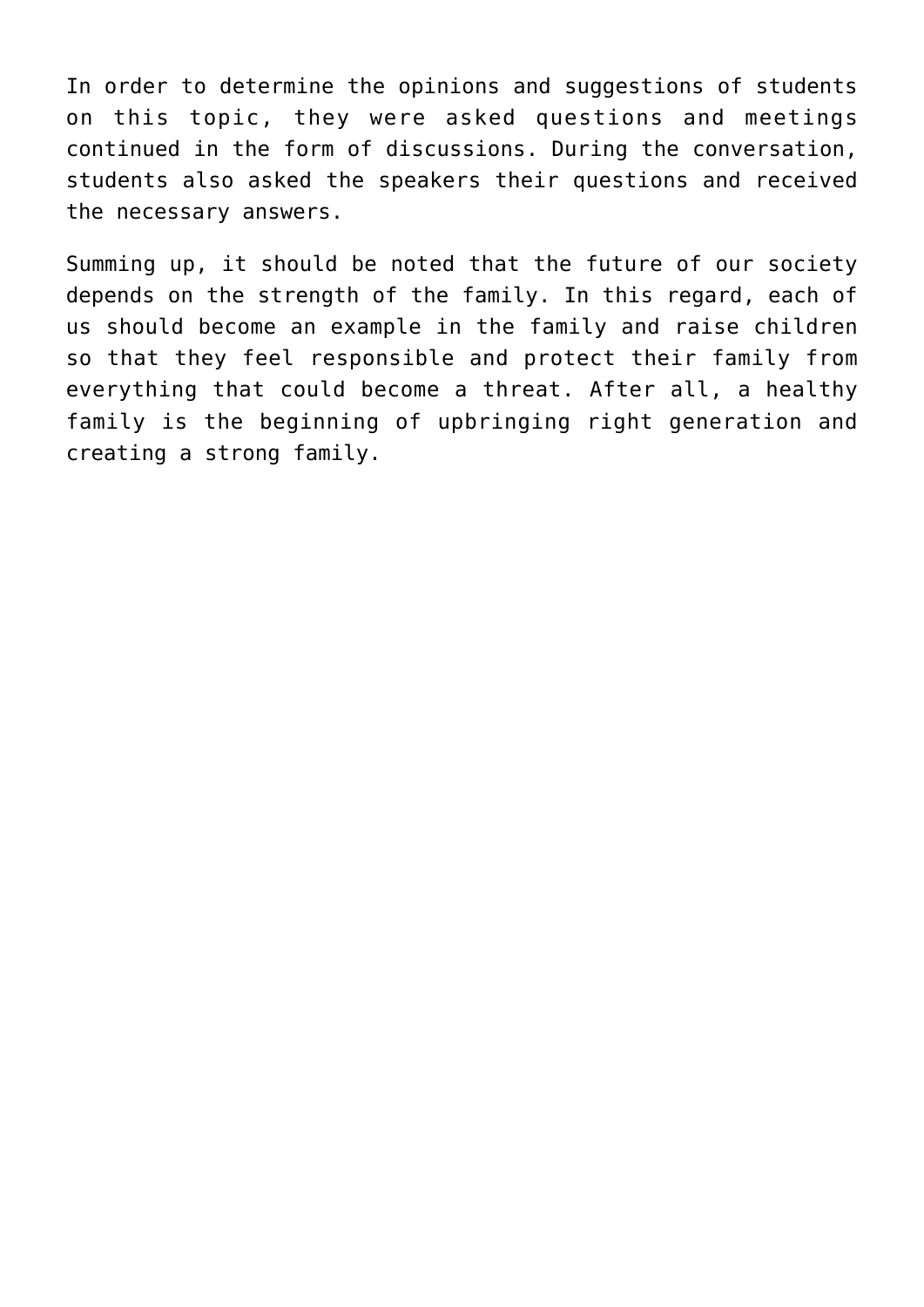In order to determine the opinions and suggestions of students on this topic, they were asked questions and meetings continued in the form of discussions. During the conversation, students also asked the speakers their questions and received the necessary answers.

Summing up, it should be noted that the future of our society depends on the strength of the family. In this regard, each of us should become an example in the family and raise children so that they feel responsible and protect their family from everything that could become a threat. After all, a healthy family is the beginning of upbringing right generation and creating a strong family.